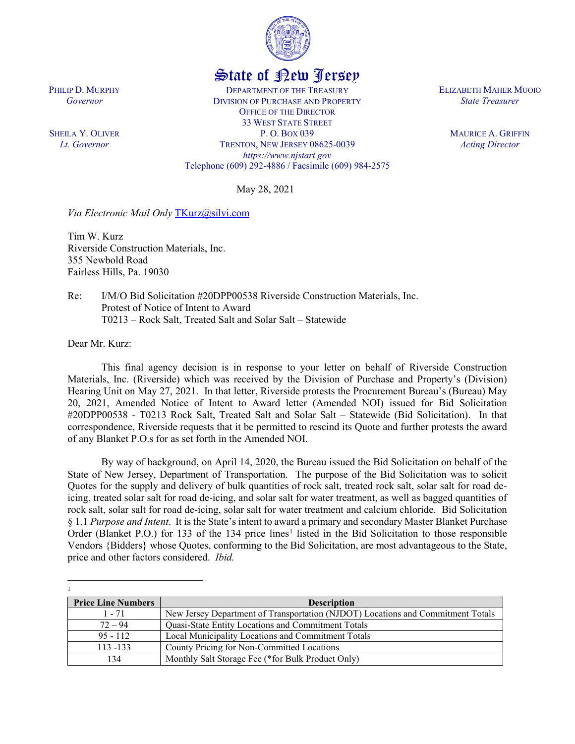# State of New Jersey

PHILIP D. MURPHY
*Governor*

SHEILA Y. OLIVER
*Lt. Governor*

DEPARTMENT OF THE TREASURY
DIVISION OF PURCHASE AND PROPERTY
OFFICE OF THE DIRECTOR
33 WEST STATE STREET
P. O. BOX 039
TRENTON, NEW JERSEY 08625-0039
*https://www.njstart.gov*
Telephone (609) 292-4886 / Facsimile (609) 984-2575

ELIZABETH MAHER MUOIO
*State Treasurer*

MAURICE A. GRIFFIN
*Acting Director*

May 28, 2021

*Via Electronic Mail Only* TKurz@silvi.com

Tim W. Kurz
Riverside Construction Materials, Inc.
355 Newbold Road
Fairless Hills, Pa. 19030

Re: I/M/O Bid Solicitation #20DPP00538 Riverside Construction Materials, Inc.
Protest of Notice of Intent to Award
T0213 – Rock Salt, Treated Salt and Solar Salt – Statewide

Dear Mr. Kurz:

This final agency decision is in response to your letter on behalf of Riverside Construction Materials, Inc. (Riverside) which was received by the Division of Purchase and Property's (Division) Hearing Unit on May 27, 2021. In that letter, Riverside protests the Procurement Bureau's (Bureau) May 20, 2021, Amended Notice of Intent to Award letter (Amended NOI) issued for Bid Solicitation #20DPP00538 - T0213 Rock Salt, Treated Salt and Solar Salt – Statewide (Bid Solicitation). In that correspondence, Riverside requests that it be permitted to rescind its Quote and further protests the award of any Blanket P.O.s for as set forth in the Amended NOI.

By way of background, on April 14, 2020, the Bureau issued the Bid Solicitation on behalf of the State of New Jersey, Department of Transportation. The purpose of the Bid Solicitation was to solicit Quotes for the supply and delivery of bulk quantities of rock salt, treated rock salt, solar salt for road de-icing, treated solar salt for road de-icing, and solar salt for water treatment, as well as bagged quantities of rock salt, solar salt for road de-icing, solar salt for water treatment and calcium chloride. Bid Solicitation § 1.1 *Purpose and Intent*. It is the State's intent to award a primary and secondary Master Blanket Purchase Order (Blanket P.O.) for 133 of the 134 price lines[1] listed in the Bid Solicitation to those responsible Vendors {Bidders} whose Quotes, conforming to the Bid Solicitation, are most advantageous to the State, price and other factors considered. *Ibid.*

---

[1]

| Price Line Numbers | Description |
|---|---|
| 1 - 71 | New Jersey Department of Transportation (NJDOT) Locations and Commitment Totals |
| 72 – 94 | Quasi-State Entity Locations and Commitment Totals |
| 95 - 112 | Local Municipality Locations and Commitment Totals |
| 113 -133 | County Pricing for Non-Committed Locations |
| 134 | Monthly Salt Storage Fee (*for Bulk Product Only) |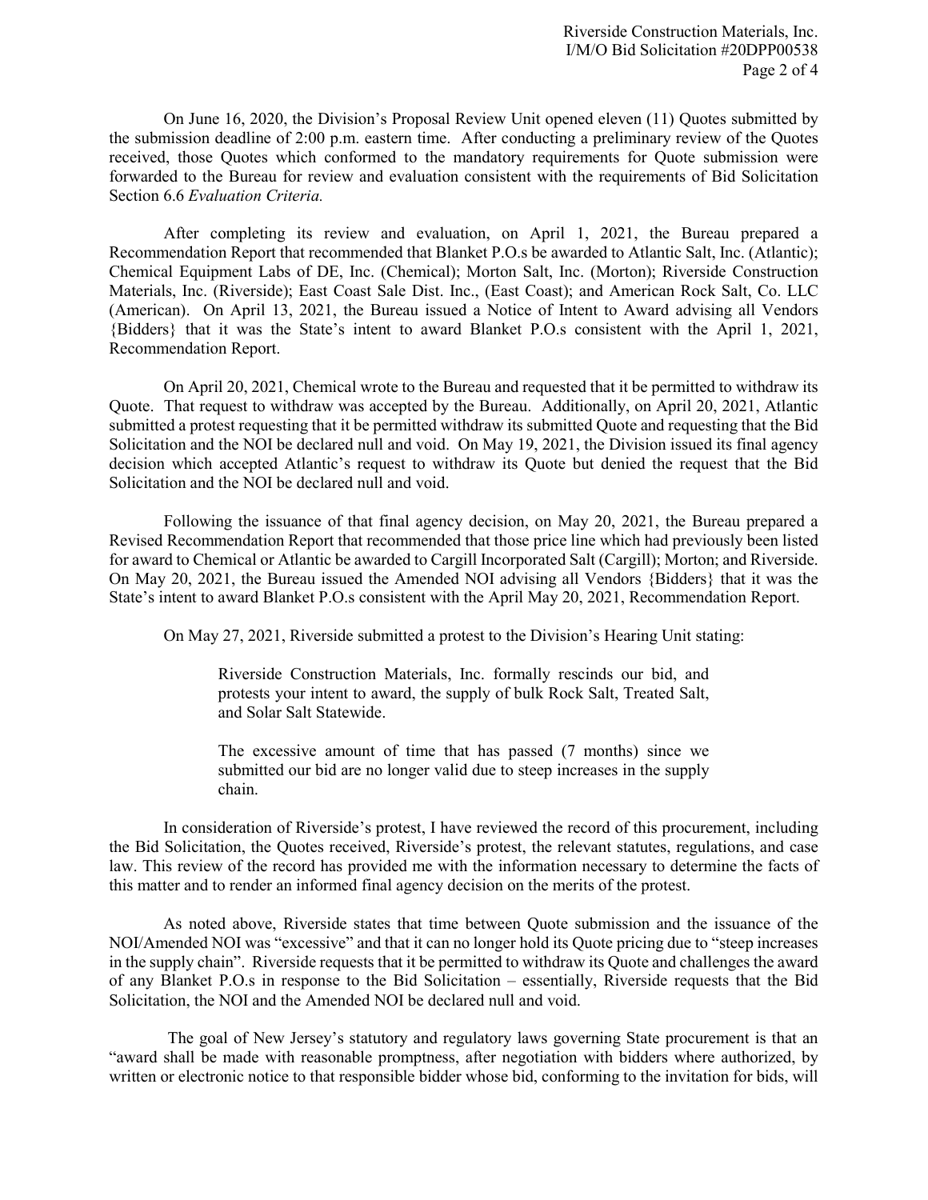On June 16, 2020, the Division's Proposal Review Unit opened eleven (11) Quotes submitted by the submission deadline of 2:00 p.m. eastern time. After conducting a preliminary review of the Quotes received, those Quotes which conformed to the mandatory requirements for Quote submission were forwarded to the Bureau for review and evaluation consistent with the requirements of Bid Solicitation Section 6.6 *Evaluation Criteria.*

After completing its review and evaluation, on April 1, 2021, the Bureau prepared a Recommendation Report that recommended that Blanket P.O.s be awarded to Atlantic Salt, Inc. (Atlantic); Chemical Equipment Labs of DE, Inc. (Chemical); Morton Salt, Inc. (Morton); Riverside Construction Materials, Inc. (Riverside); East Coast Sale Dist. Inc., (East Coast); and American Rock Salt, Co. LLC (American). On April 13, 2021, the Bureau issued a Notice of Intent to Award advising all Vendors {Bidders} that it was the State's intent to award Blanket P.O.s consistent with the April 1, 2021, Recommendation Report.

On April 20, 2021, Chemical wrote to the Bureau and requested that it be permitted to withdraw its Quote. That request to withdraw was accepted by the Bureau. Additionally, on April 20, 2021, Atlantic submitted a protest requesting that it be permitted withdraw its submitted Quote and requesting that the Bid Solicitation and the NOI be declared null and void. On May 19, 2021, the Division issued its final agency decision which accepted Atlantic's request to withdraw its Quote but denied the request that the Bid Solicitation and the NOI be declared null and void.

Following the issuance of that final agency decision, on May 20, 2021, the Bureau prepared a Revised Recommendation Report that recommended that those price line which had previously been listed for award to Chemical or Atlantic be awarded to Cargill Incorporated Salt (Cargill); Morton; and Riverside. On May 20, 2021, the Bureau issued the Amended NOI advising all Vendors {Bidders} that it was the State's intent to award Blanket P.O.s consistent with the April May 20, 2021, Recommendation Report.

On May 27, 2021, Riverside submitted a protest to the Division's Hearing Unit stating:

> Riverside Construction Materials, Inc. formally rescinds our bid, and protests your intent to award, the supply of bulk Rock Salt, Treated Salt, and Solar Salt Statewide.
>
> The excessive amount of time that has passed (7 months) since we submitted our bid are no longer valid due to steep increases in the supply chain.

In consideration of Riverside's protest, I have reviewed the record of this procurement, including the Bid Solicitation, the Quotes received, Riverside's protest, the relevant statutes, regulations, and case law. This review of the record has provided me with the information necessary to determine the facts of this matter and to render an informed final agency decision on the merits of the protest.

As noted above, Riverside states that time between Quote submission and the issuance of the NOI/Amended NOI was "excessive" and that it can no longer hold its Quote pricing due to "steep increases in the supply chain". Riverside requests that it be permitted to withdraw its Quote and challenges the award of any Blanket P.O.s in response to the Bid Solicitation – essentially, Riverside requests that the Bid Solicitation, the NOI and the Amended NOI be declared null and void.

The goal of New Jersey's statutory and regulatory laws governing State procurement is that an "award shall be made with reasonable promptness, after negotiation with bidders where authorized, by written or electronic notice to that responsible bidder whose bid, conforming to the invitation for bids, will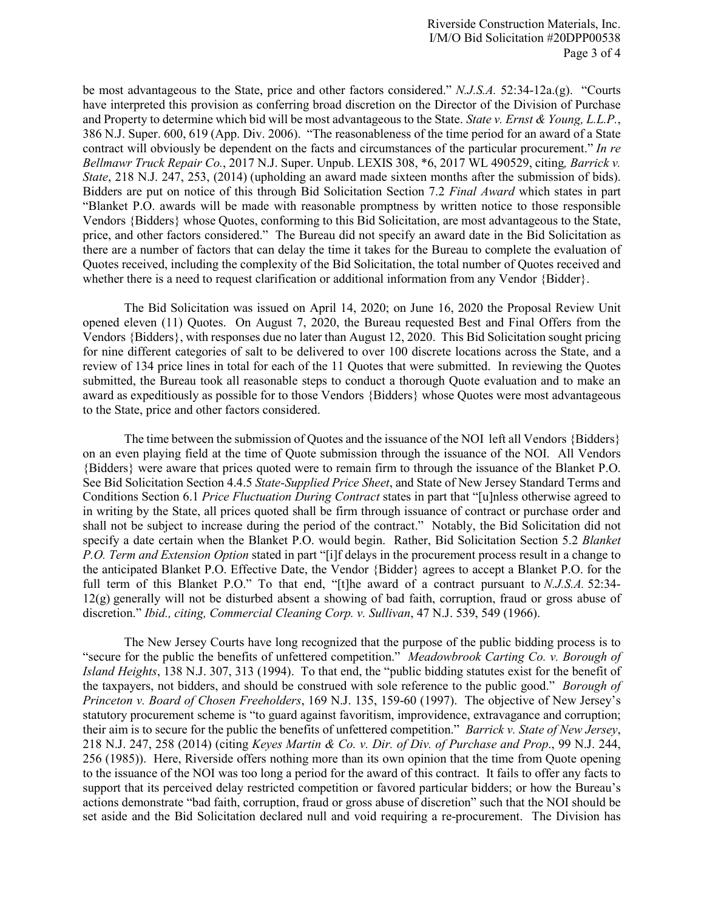be most advantageous to the State, price and other factors considered." *N.J.S.A.* 52:34-12a.(g). "Courts have interpreted this provision as conferring broad discretion on the Director of the Division of Purchase and Property to determine which bid will be most advantageous to the State. *State v. Ernst & Young, L.L.P.*, 386 N.J. Super. 600, 619 (App. Div. 2006). "The reasonableness of the time period for an award of a State contract will obviously be dependent on the facts and circumstances of the particular procurement." *In re Bellmawr Truck Repair Co.*, 2017 N.J. Super. Unpub. LEXIS 308, *6, 2017 WL 490529, citing*, Barrick v. State*, 218 N.J. 247, 253, (2014) (upholding an award made sixteen months after the submission of bids). Bidders are put on notice of this through Bid Solicitation Section 7.2 *Final Award* which states in part "Blanket P.O. awards will be made with reasonable promptness by written notice to those responsible Vendors {Bidders} whose Quotes, conforming to this Bid Solicitation, are most advantageous to the State, price, and other factors considered." The Bureau did not specify an award date in the Bid Solicitation as there are a number of factors that can delay the time it takes for the Bureau to complete the evaluation of Quotes received, including the complexity of the Bid Solicitation, the total number of Quotes received and whether there is a need to request clarification or additional information from any Vendor {Bidder}.

The Bid Solicitation was issued on April 14, 2020; on June 16, 2020 the Proposal Review Unit opened eleven (11) Quotes. On August 7, 2020, the Bureau requested Best and Final Offers from the Vendors {Bidders}, with responses due no later than August 12, 2020. This Bid Solicitation sought pricing for nine different categories of salt to be delivered to over 100 discrete locations across the State, and a review of 134 price lines in total for each of the 11 Quotes that were submitted. In reviewing the Quotes submitted, the Bureau took all reasonable steps to conduct a thorough Quote evaluation and to make an award as expeditiously as possible for to those Vendors {Bidders} whose Quotes were most advantageous to the State, price and other factors considered.

The time between the submission of Quotes and the issuance of the NOI left all Vendors {Bidders} on an even playing field at the time of Quote submission through the issuance of the NOI. All Vendors {Bidders} were aware that prices quoted were to remain firm to through the issuance of the Blanket P.O. See Bid Solicitation Section 4.4.5 *State-Supplied Price Sheet*, and State of New Jersey Standard Terms and Conditions Section 6.1 *Price Fluctuation During Contract* states in part that "[u]nless otherwise agreed to in writing by the State, all prices quoted shall be firm through issuance of contract or purchase order and shall not be subject to increase during the period of the contract." Notably, the Bid Solicitation did not specify a date certain when the Blanket P.O. would begin. Rather, Bid Solicitation Section 5.2 *Blanket P.O. Term and Extension Option* stated in part "[i]f delays in the procurement process result in a change to the anticipated Blanket P.O. Effective Date, the Vendor {Bidder} agrees to accept a Blanket P.O. for the full term of this Blanket P.O." To that end, "[t]he award of a contract pursuant to *N.J.S.A.* 52:34-12(g) generally will not be disturbed absent a showing of bad faith, corruption, fraud or gross abuse of discretion." *Ibid., citing, Commercial Cleaning Corp. v. Sullivan*, 47 N.J. 539, 549 (1966).

The New Jersey Courts have long recognized that the purpose of the public bidding process is to "secure for the public the benefits of unfettered competition." *Meadowbrook Carting Co. v. Borough of Island Heights*, 138 N.J. 307, 313 (1994). To that end, the "public bidding statutes exist for the benefit of the taxpayers, not bidders, and should be construed with sole reference to the public good." *Borough of Princeton v. Board of Chosen Freeholders*, 169 N.J. 135, 159-60 (1997). The objective of New Jersey's statutory procurement scheme is "to guard against favoritism, improvidence, extravagance and corruption; their aim is to secure for the public the benefits of unfettered competition." *Barrick v. State of New Jersey*, 218 N.J. 247, 258 (2014) (citing *Keyes Martin & Co. v. Dir. of Div. of Purchase and Prop*., 99 N.J. 244, 256 (1985)). Here, Riverside offers nothing more than its own opinion that the time from Quote opening to the issuance of the NOI was too long a period for the award of this contract. It fails to offer any facts to support that its perceived delay restricted competition or favored particular bidders; or how the Bureau's actions demonstrate "bad faith, corruption, fraud or gross abuse of discretion" such that the NOI should be set aside and the Bid Solicitation declared null and void requiring a re-procurement. The Division has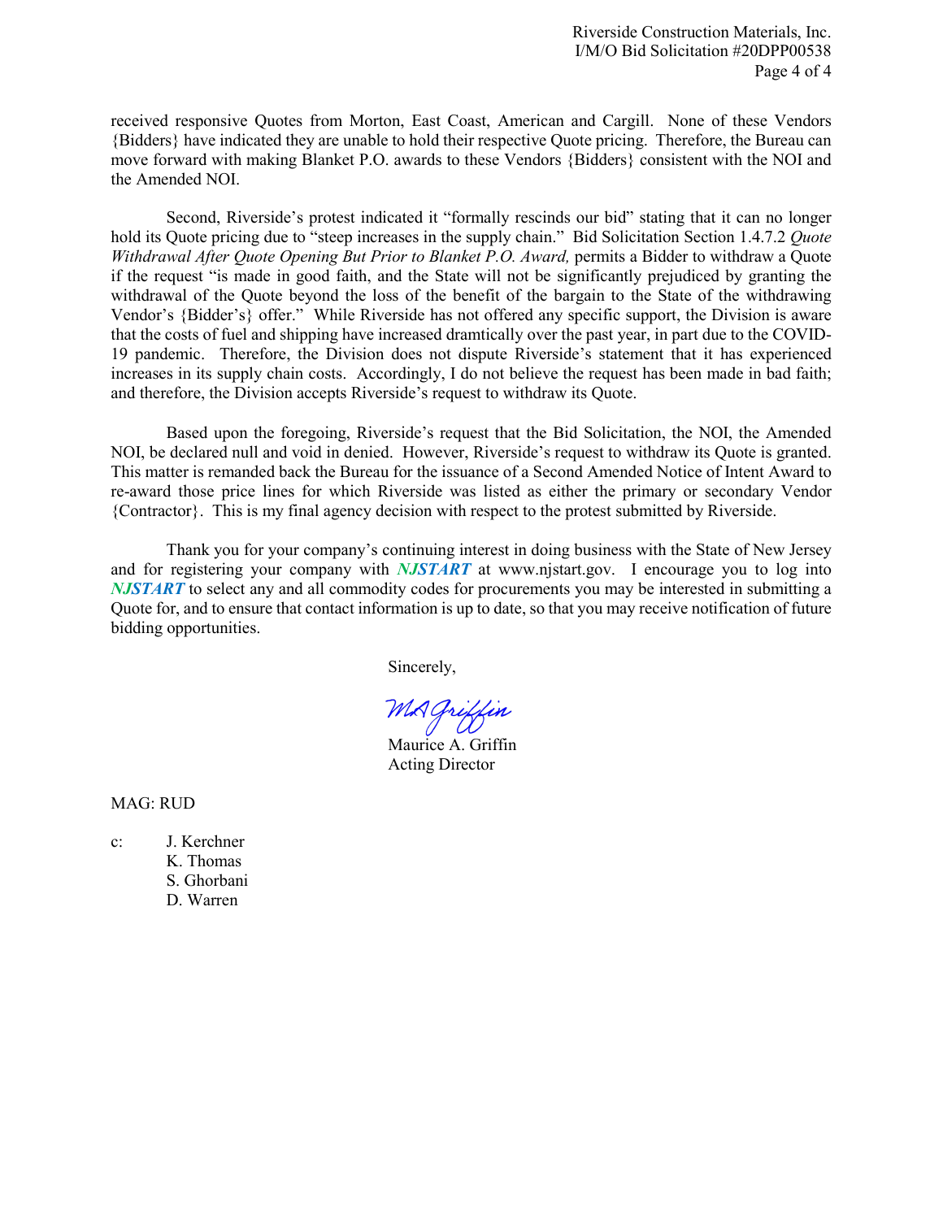received responsive Quotes from Morton, East Coast, American and Cargill. None of these Vendors {Bidders} have indicated they are unable to hold their respective Quote pricing. Therefore, the Bureau can move forward with making Blanket P.O. awards to these Vendors {Bidders} consistent with the NOI and the Amended NOI.

Second, Riverside's protest indicated it "formally rescinds our bid" stating that it can no longer hold its Quote pricing due to "steep increases in the supply chain." Bid Solicitation Section 1.4.7.2 *Quote Withdrawal After Quote Opening But Prior to Blanket P.O. Award,* permits a Bidder to withdraw a Quote if the request "is made in good faith, and the State will not be significantly prejudiced by granting the withdrawal of the Quote beyond the loss of the benefit of the bargain to the State of the withdrawing Vendor's {Bidder's} offer." While Riverside has not offered any specific support, the Division is aware that the costs of fuel and shipping have increased dramtically over the past year, in part due to the COVID-19 pandemic. Therefore, the Division does not dispute Riverside's statement that it has experienced increases in its supply chain costs. Accordingly, I do not believe the request has been made in bad faith; and therefore, the Division accepts Riverside's request to withdraw its Quote.

Based upon the foregoing, Riverside's request that the Bid Solicitation, the NOI, the Amended NOI, be declared null and void in denied. However, Riverside's request to withdraw its Quote is granted. This matter is remanded back the Bureau for the issuance of a Second Amended Notice of Intent Award to re-award those price lines for which Riverside was listed as either the primary or secondary Vendor {Contractor}. This is my final agency decision with respect to the protest submitted by Riverside.

Thank you for your company's continuing interest in doing business with the State of New Jersey and for registering your company with ***NJSTART*** at www.njstart.gov. I encourage you to log into ***NJSTART*** to select any and all commodity codes for procurements you may be interested in submitting a Quote for, and to ensure that contact information is up to date, so that you may receive notification of future bidding opportunities.

Sincerely,

MA Griffin

Maurice A. Griffin
Acting Director

MAG: RUD

c: J. Kerchner
K. Thomas
S. Ghorbani
D. Warren